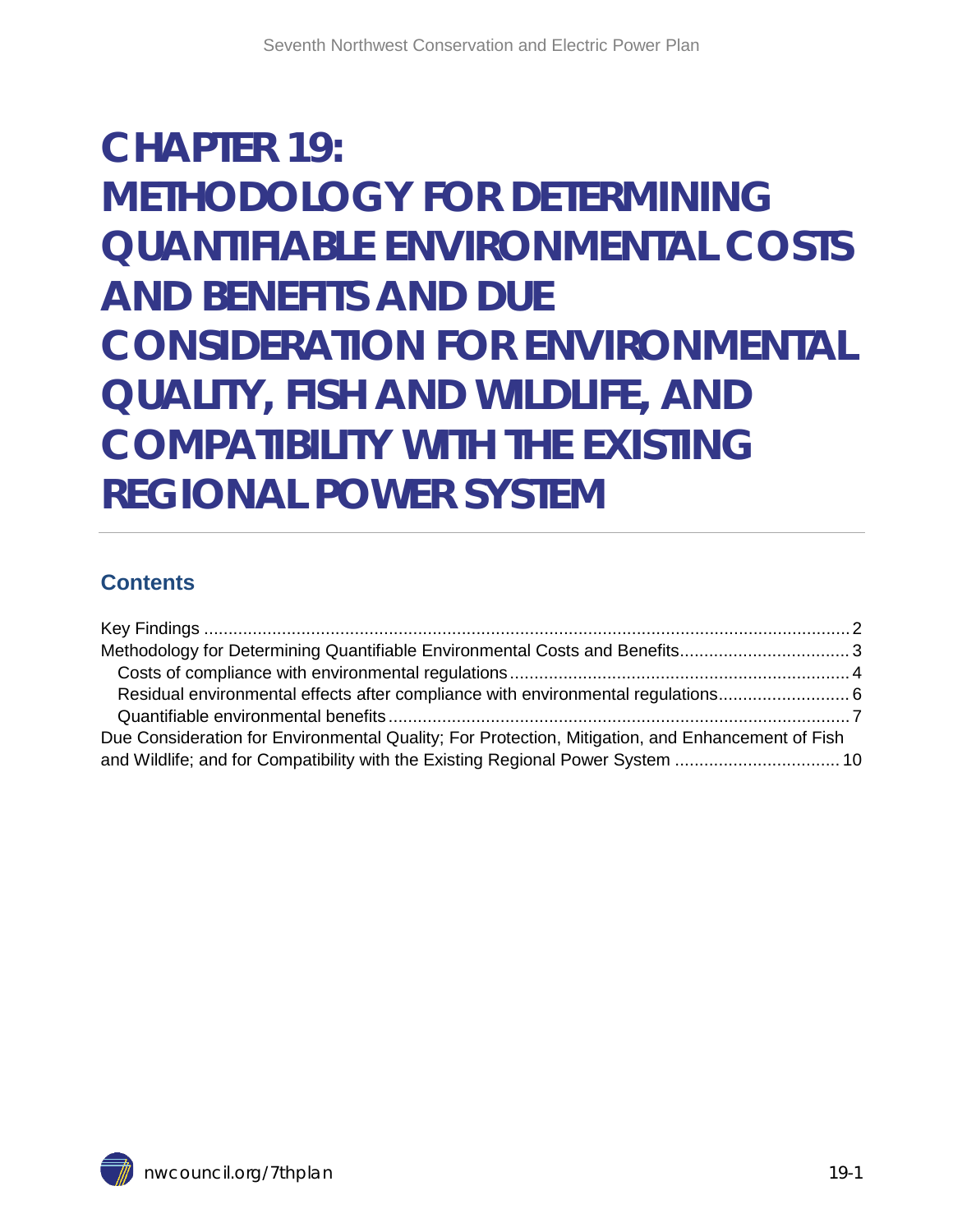# CHAPTER 19: METHODOLOGY FOR DETERMINING QUANTIFIABLE ENVIRONMENTAL COSTS AND BENEFITS AND DUE CONSIDERATION FOR ENVIRONMENTAL QUALITY, FISH AND WILDLIFE, AND COMPATIBILITY WITH THE EXISTING REGIONAL POWER SYSTEM

## Contents

Key Findings ..................................................................................................................... 2
Methodology for Determining Quantifiable Environmental Costs and Benefits.................................. 3
  Costs of compliance with environmental regulations..................................................................... 4
  Residual environmental effects after compliance with environmental regulations.......................... 6
  Quantifiable environmental benefits.............................................................................................. 7
Due Consideration for Environmental Quality; For Protection, Mitigation, and Enhancement of Fish and Wildlife; and for Compatibility with the Existing Regional Power System ................................. 10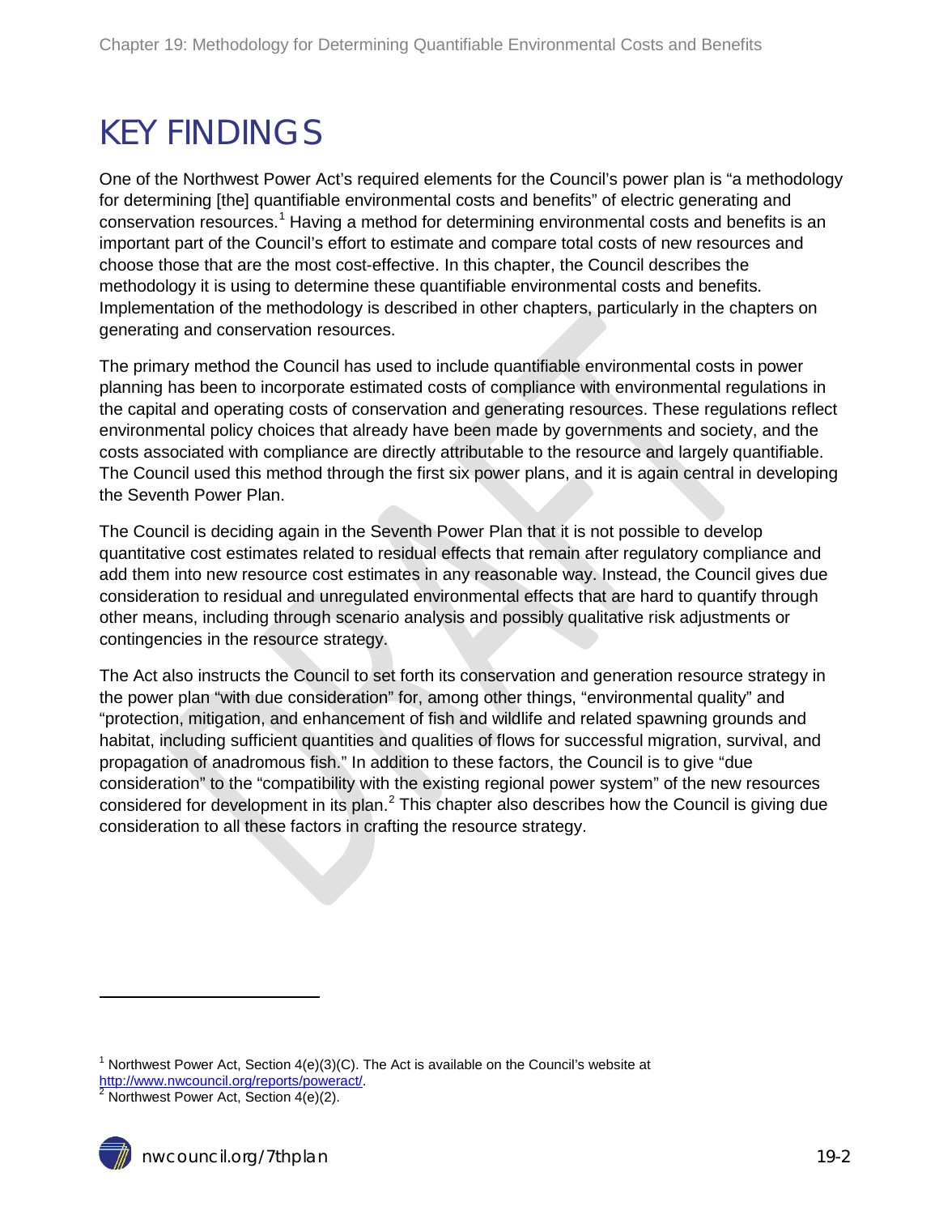# KEY FINDINGS

One of the Northwest Power Act's required elements for the Council's power plan is "a methodology for determining [the] quantifiable environmental costs and benefits" of electric generating and conservation resources.[1] Having a method for determining environmental costs and benefits is an important part of the Council's effort to estimate and compare total costs of new resources and choose those that are the most cost-effective. In this chapter, the Council describes the methodology it is using to determine these quantifiable environmental costs and benefits. Implementation of the methodology is described in other chapters, particularly in the chapters on generating and conservation resources.

The primary method the Council has used to include quantifiable environmental costs in power planning has been to incorporate estimated costs of compliance with environmental regulations in the capital and operating costs of conservation and generating resources. These regulations reflect environmental policy choices that already have been made by governments and society, and the costs associated with compliance are directly attributable to the resource and largely quantifiable. The Council used this method through the first six power plans, and it is again central in developing the Seventh Power Plan.

The Council is deciding again in the Seventh Power Plan that it is not possible to develop quantitative cost estimates related to residual effects that remain after regulatory compliance and add them into new resource cost estimates in any reasonable way. Instead, the Council gives due consideration to residual and unregulated environmental effects that are hard to quantify through other means, including through scenario analysis and possibly qualitative risk adjustments or contingencies in the resource strategy.

The Act also instructs the Council to set forth its conservation and generation resource strategy in the power plan "with due consideration" for, among other things, "environmental quality" and "protection, mitigation, and enhancement of fish and wildlife and related spawning grounds and habitat, including sufficient quantities and qualities of flows for successful migration, survival, and propagation of anadromous fish." In addition to these factors, the Council is to give "due consideration" to the "compatibility with the existing regional power system" of the new resources considered for development in its plan.[2] This chapter also describes how the Council is giving due consideration to all these factors in crafting the resource strategy.

---

[1] Northwest Power Act, Section 4(e)(3)(C). The Act is available on the Council's website at http://www.nwcouncil.org/reports/poweract/.

[2] Northwest Power Act, Section 4(e)(2).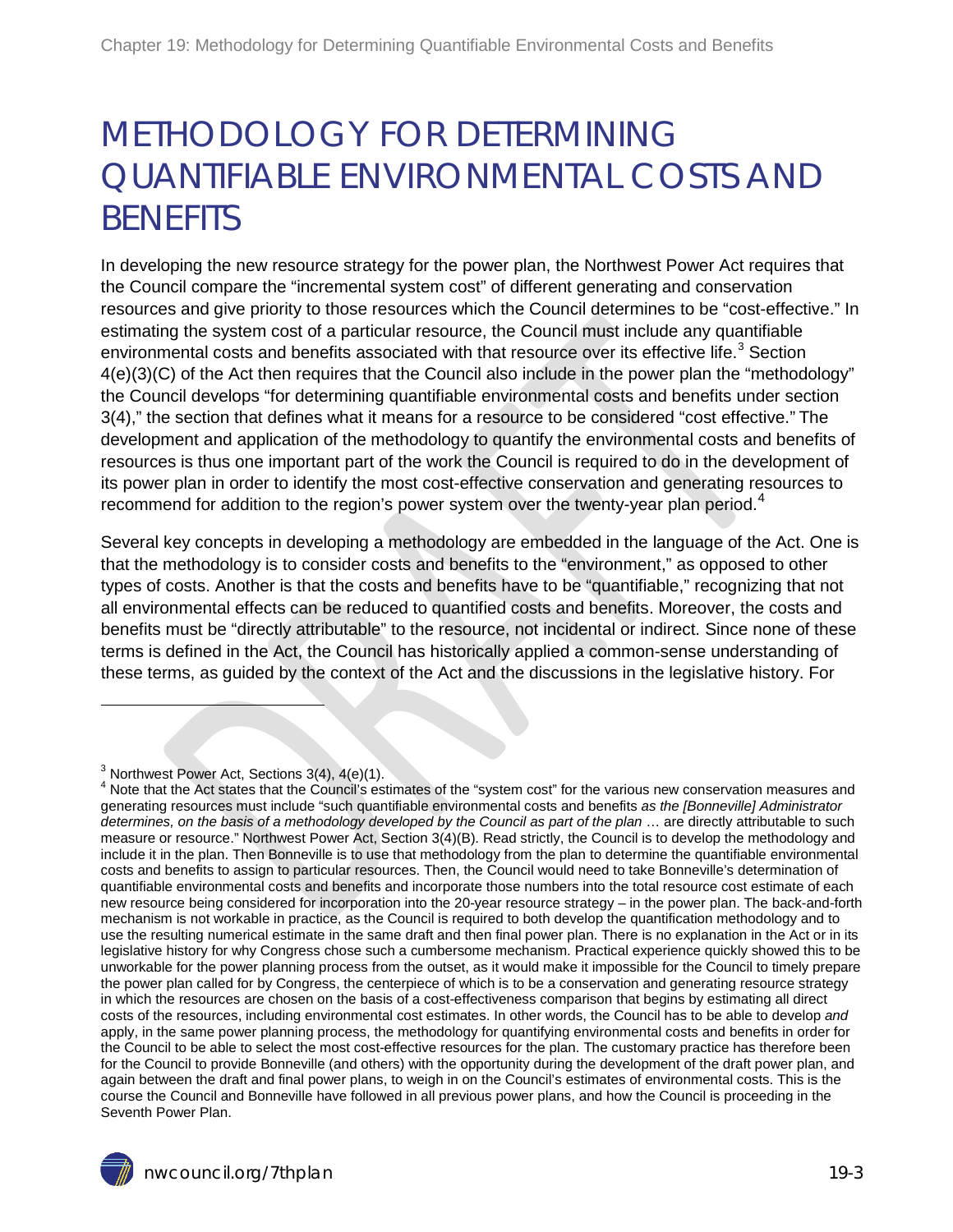# METHODOLOGY FOR DETERMINING QUANTIFIABLE ENVIRONMENTAL COSTS AND BENEFITS

In developing the new resource strategy for the power plan, the Northwest Power Act requires that the Council compare the "incremental system cost" of different generating and conservation resources and give priority to those resources which the Council determines to be "cost-effective." In estimating the system cost of a particular resource, the Council must include any quantifiable environmental costs and benefits associated with that resource over its effective life.[3] Section 4(e)(3)(C) of the Act then requires that the Council also include in the power plan the "methodology" the Council develops "for determining quantifiable environmental costs and benefits under section 3(4)," the section that defines what it means for a resource to be considered "cost effective." The development and application of the methodology to quantify the environmental costs and benefits of resources is thus one important part of the work the Council is required to do in the development of its power plan in order to identify the most cost-effective conservation and generating resources to recommend for addition to the region's power system over the twenty-year plan period.[4]

Several key concepts in developing a methodology are embedded in the language of the Act. One is that the methodology is to consider costs and benefits to the "environment," as opposed to other types of costs. Another is that the costs and benefits have to be "quantifiable," recognizing that not all environmental effects can be reduced to quantified costs and benefits. Moreover, the costs and benefits must be "directly attributable" to the resource, not incidental or indirect. Since none of these terms is defined in the Act, the Council has historically applied a common-sense understanding of these terms, as guided by the context of the Act and the discussions in the legislative history. For

[3] Northwest Power Act, Sections 3(4), 4(e)(1).

[4] Note that the Act states that the Council's estimates of the "system cost" for the various new conservation measures and generating resources must include "such quantifiable environmental costs and benefits *as the [Bonneville] Administrator determines, on the basis of a methodology developed by the Council as part of the plan* … are directly attributable to such measure or resource." Northwest Power Act, Section 3(4)(B). Read strictly, the Council is to develop the methodology and include it in the plan. Then Bonneville is to use that methodology from the plan to determine the quantifiable environmental costs and benefits to assign to particular resources. Then, the Council would need to take Bonneville's determination of quantifiable environmental costs and benefits and incorporate those numbers into the total resource cost estimate of each new resource being considered for incorporation into the 20-year resource strategy – in the power plan. The back-and-forth mechanism is not workable in practice, as the Council is required to both develop the quantification methodology and to use the resulting numerical estimate in the same draft and then final power plan. There is no explanation in the Act or in its legislative history for why Congress chose such a cumbersome mechanism. Practical experience quickly showed this to be unworkable for the power planning process from the outset, as it would make it impossible for the Council to timely prepare the power plan called for by Congress, the centerpiece of which is to be a conservation and generating resource strategy in which the resources are chosen on the basis of a cost-effectiveness comparison that begins by estimating all direct costs of the resources, including environmental cost estimates. In other words, the Council has to be able to develop *and* apply, in the same power planning process, the methodology for quantifying environmental costs and benefits in order for the Council to be able to select the most cost-effective resources for the plan. The customary practice has therefore been for the Council to provide Bonneville (and others) with the opportunity during the development of the draft power plan, and again between the draft and final power plans, to weigh in on the Council's estimates of environmental costs. This is the course the Council and Bonneville have followed in all previous power plans, and how the Council is proceeding in the Seventh Power Plan.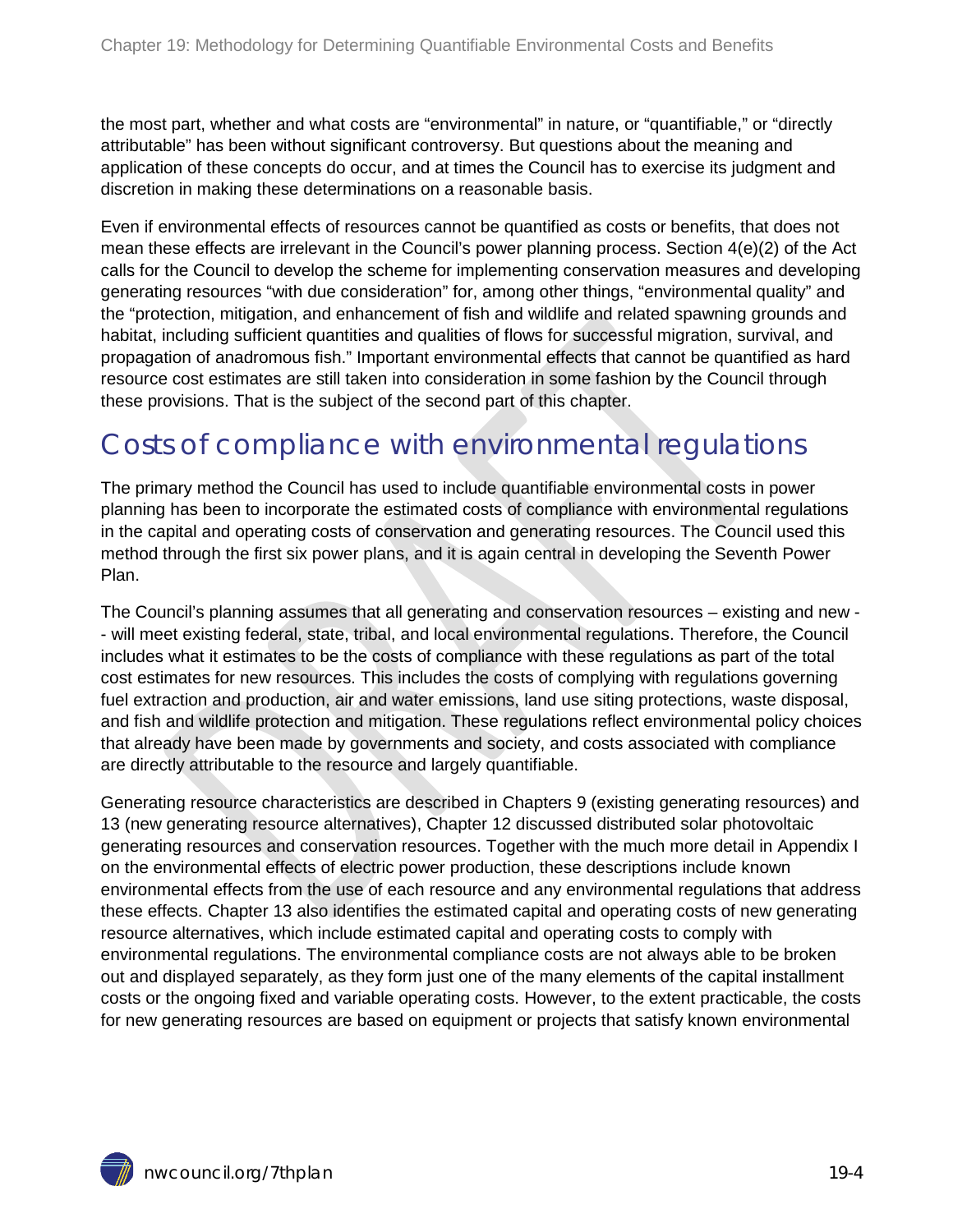the most part, whether and what costs are "environmental" in nature, or "quantifiable," or "directly attributable" has been without significant controversy. But questions about the meaning and application of these concepts do occur, and at times the Council has to exercise its judgment and discretion in making these determinations on a reasonable basis.

Even if environmental effects of resources cannot be quantified as costs or benefits, that does not mean these effects are irrelevant in the Council's power planning process. Section 4(e)(2) of the Act calls for the Council to develop the scheme for implementing conservation measures and developing generating resources "with due consideration" for, among other things, "environmental quality" and the "protection, mitigation, and enhancement of fish and wildlife and related spawning grounds and habitat, including sufficient quantities and qualities of flows for successful migration, survival, and propagation of anadromous fish." Important environmental effects that cannot be quantified as hard resource cost estimates are still taken into consideration in some fashion by the Council through these provisions. That is the subject of the second part of this chapter.

## Costs of compliance with environmental regulations

The primary method the Council has used to include quantifiable environmental costs in power planning has been to incorporate the estimated costs of compliance with environmental regulations in the capital and operating costs of conservation and generating resources. The Council used this method through the first six power plans, and it is again central in developing the Seventh Power Plan.

The Council's planning assumes that all generating and conservation resources – existing and new -- will meet existing federal, state, tribal, and local environmental regulations. Therefore, the Council includes what it estimates to be the costs of compliance with these regulations as part of the total cost estimates for new resources. This includes the costs of complying with regulations governing fuel extraction and production, air and water emissions, land use siting protections, waste disposal, and fish and wildlife protection and mitigation. These regulations reflect environmental policy choices that already have been made by governments and society, and costs associated with compliance are directly attributable to the resource and largely quantifiable.

Generating resource characteristics are described in Chapters 9 (existing generating resources) and 13 (new generating resource alternatives), Chapter 12 discussed distributed solar photovoltaic generating resources and conservation resources. Together with the much more detail in Appendix I on the environmental effects of electric power production, these descriptions include known environmental effects from the use of each resource and any environmental regulations that address these effects. Chapter 13 also identifies the estimated capital and operating costs of new generating resource alternatives, which include estimated capital and operating costs to comply with environmental regulations. The environmental compliance costs are not always able to be broken out and displayed separately, as they form just one of the many elements of the capital installment costs or the ongoing fixed and variable operating costs. However, to the extent practicable, the costs for new generating resources are based on equipment or projects that satisfy known environmental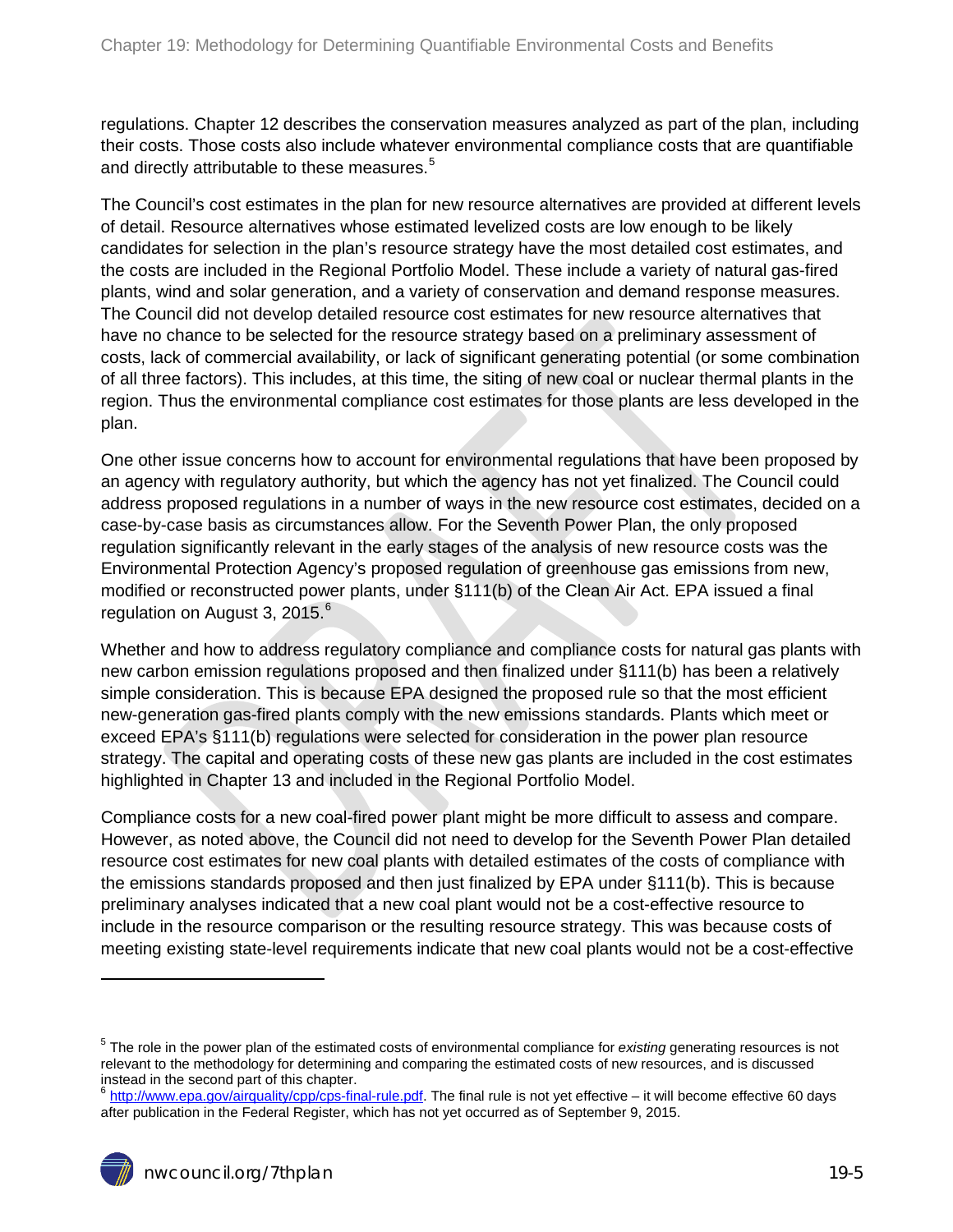regulations. Chapter 12 describes the conservation measures analyzed as part of the plan, including their costs. Those costs also include whatever environmental compliance costs that are quantifiable and directly attributable to these measures.[5]

The Council's cost estimates in the plan for new resource alternatives are provided at different levels of detail. Resource alternatives whose estimated levelized costs are low enough to be likely candidates for selection in the plan's resource strategy have the most detailed cost estimates, and the costs are included in the Regional Portfolio Model. These include a variety of natural gas-fired plants, wind and solar generation, and a variety of conservation and demand response measures. The Council did not develop detailed resource cost estimates for new resource alternatives that have no chance to be selected for the resource strategy based on a preliminary assessment of costs, lack of commercial availability, or lack of significant generating potential (or some combination of all three factors). This includes, at this time, the siting of new coal or nuclear thermal plants in the region. Thus the environmental compliance cost estimates for those plants are less developed in the plan.

One other issue concerns how to account for environmental regulations that have been proposed by an agency with regulatory authority, but which the agency has not yet finalized. The Council could address proposed regulations in a number of ways in the new resource cost estimates, decided on a case-by-case basis as circumstances allow. For the Seventh Power Plan, the only proposed regulation significantly relevant in the early stages of the analysis of new resource costs was the Environmental Protection Agency's proposed regulation of greenhouse gas emissions from new, modified or reconstructed power plants, under §111(b) of the Clean Air Act. EPA issued a final regulation on August 3, 2015.[6]

Whether and how to address regulatory compliance and compliance costs for natural gas plants with new carbon emission regulations proposed and then finalized under §111(b) has been a relatively simple consideration. This is because EPA designed the proposed rule so that the most efficient new-generation gas-fired plants comply with the new emissions standards. Plants which meet or exceed EPA's §111(b) regulations were selected for consideration in the power plan resource strategy. The capital and operating costs of these new gas plants are included in the cost estimates highlighted in Chapter 13 and included in the Regional Portfolio Model.

Compliance costs for a new coal-fired power plant might be more difficult to assess and compare. However, as noted above, the Council did not need to develop for the Seventh Power Plan detailed resource cost estimates for new coal plants with detailed estimates of the costs of compliance with the emissions standards proposed and then just finalized by EPA under §111(b). This is because preliminary analyses indicated that a new coal plant would not be a cost-effective resource to include in the resource comparison or the resulting resource strategy. This was because costs of meeting existing state-level requirements indicate that new coal plants would not be a cost-effective

---

[5] The role in the power plan of the estimated costs of environmental compliance for *existing* generating resources is not relevant to the methodology for determining and comparing the estimated costs of new resources, and is discussed instead in the second part of this chapter.

[6] http://www.epa.gov/airquality/cpp/cps-final-rule.pdf. The final rule is not yet effective – it will become effective 60 days after publication in the Federal Register, which has not yet occurred as of September 9, 2015.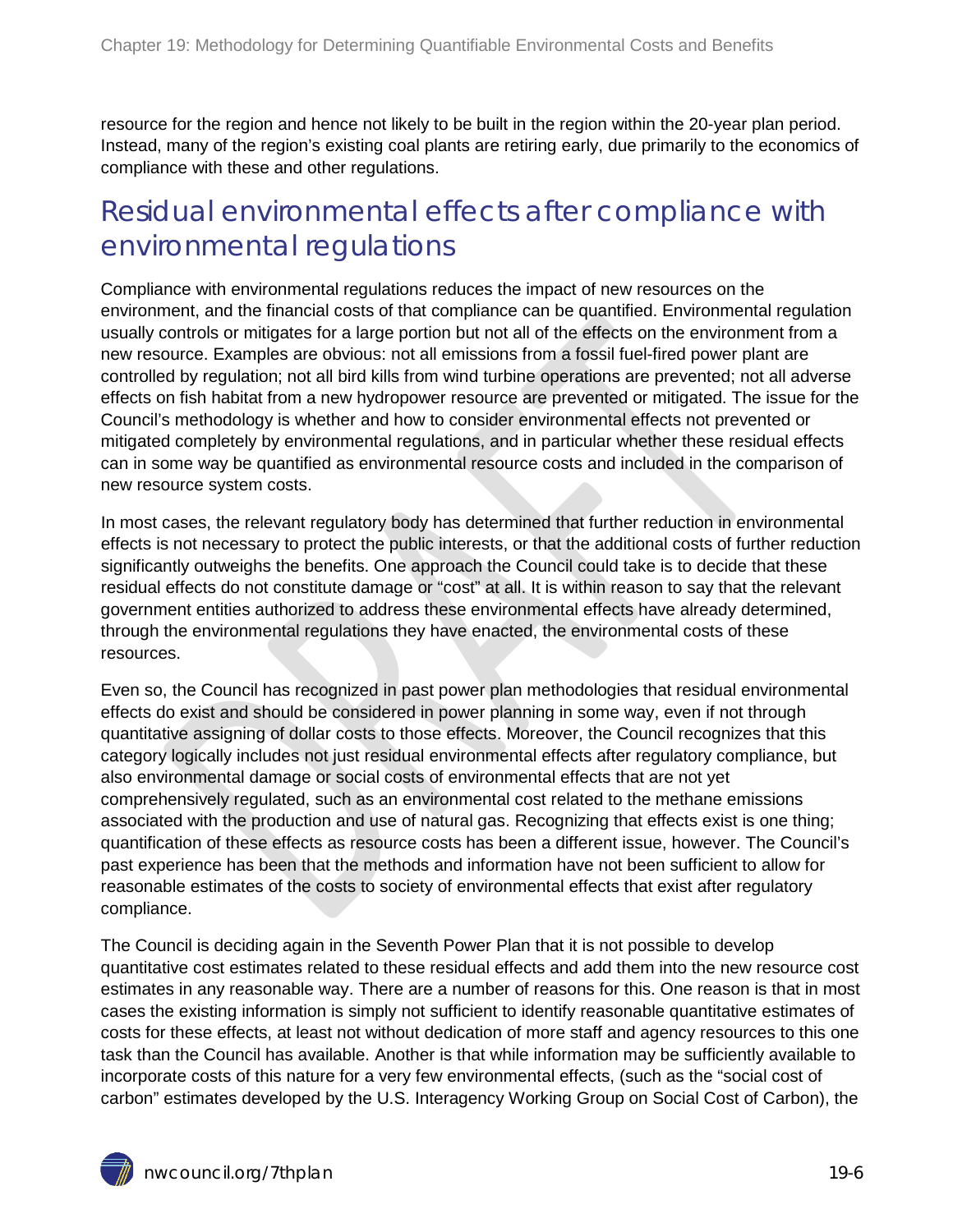resource for the region and hence not likely to be built in the region within the 20-year plan period. Instead, many of the region's existing coal plants are retiring early, due primarily to the economics of compliance with these and other regulations.

## Residual environmental effects after compliance with environmental regulations

Compliance with environmental regulations reduces the impact of new resources on the environment, and the financial costs of that compliance can be quantified. Environmental regulation usually controls or mitigates for a large portion but not all of the effects on the environment from a new resource. Examples are obvious: not all emissions from a fossil fuel-fired power plant are controlled by regulation; not all bird kills from wind turbine operations are prevented; not all adverse effects on fish habitat from a new hydropower resource are prevented or mitigated. The issue for the Council's methodology is whether and how to consider environmental effects not prevented or mitigated completely by environmental regulations, and in particular whether these residual effects can in some way be quantified as environmental resource costs and included in the comparison of new resource system costs.

In most cases, the relevant regulatory body has determined that further reduction in environmental effects is not necessary to protect the public interests, or that the additional costs of further reduction significantly outweighs the benefits. One approach the Council could take is to decide that these residual effects do not constitute damage or "cost" at all. It is within reason to say that the relevant government entities authorized to address these environmental effects have already determined, through the environmental regulations they have enacted, the environmental costs of these resources.

Even so, the Council has recognized in past power plan methodologies that residual environmental effects do exist and should be considered in power planning in some way, even if not through quantitative assigning of dollar costs to those effects. Moreover, the Council recognizes that this category logically includes not just residual environmental effects after regulatory compliance, but also environmental damage or social costs of environmental effects that are not yet comprehensively regulated, such as an environmental cost related to the methane emissions associated with the production and use of natural gas. Recognizing that effects exist is one thing; quantification of these effects as resource costs has been a different issue, however. The Council's past experience has been that the methods and information have not been sufficient to allow for reasonable estimates of the costs to society of environmental effects that exist after regulatory compliance.

The Council is deciding again in the Seventh Power Plan that it is not possible to develop quantitative cost estimates related to these residual effects and add them into the new resource cost estimates in any reasonable way. There are a number of reasons for this. One reason is that in most cases the existing information is simply not sufficient to identify reasonable quantitative estimates of costs for these effects, at least not without dedication of more staff and agency resources to this one task than the Council has available. Another is that while information may be sufficiently available to incorporate costs of this nature for a very few environmental effects, (such as the "social cost of carbon" estimates developed by the U.S. Interagency Working Group on Social Cost of Carbon), the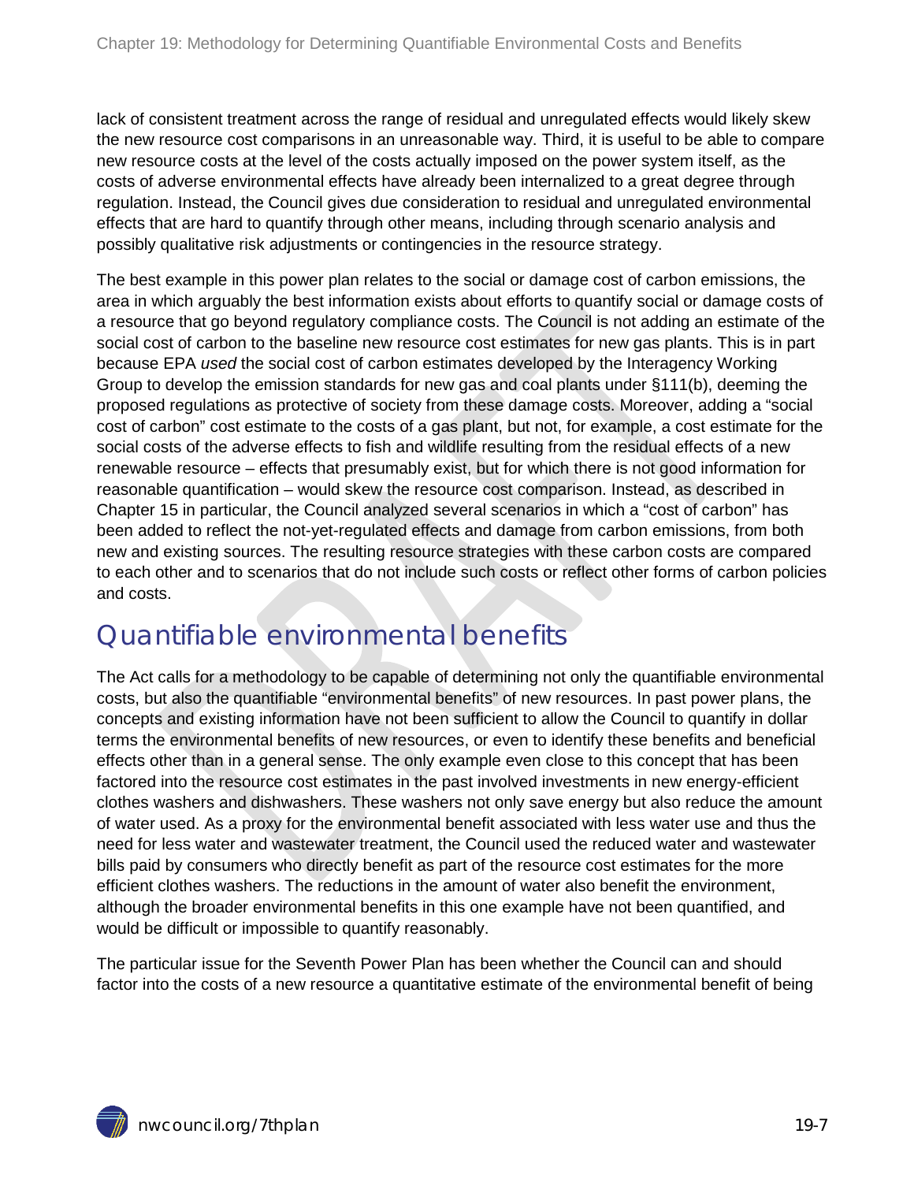lack of consistent treatment across the range of residual and unregulated effects would likely skew the new resource cost comparisons in an unreasonable way. Third, it is useful to be able to compare new resource costs at the level of the costs actually imposed on the power system itself, as the costs of adverse environmental effects have already been internalized to a great degree through regulation. Instead, the Council gives due consideration to residual and unregulated environmental effects that are hard to quantify through other means, including through scenario analysis and possibly qualitative risk adjustments or contingencies in the resource strategy.

The best example in this power plan relates to the social or damage cost of carbon emissions, the area in which arguably the best information exists about efforts to quantify social or damage costs of a resource that go beyond regulatory compliance costs. The Council is not adding an estimate of the social cost of carbon to the baseline new resource cost estimates for new gas plants. This is in part because EPA *used* the social cost of carbon estimates developed by the Interagency Working Group to develop the emission standards for new gas and coal plants under §111(b), deeming the proposed regulations as protective of society from these damage costs. Moreover, adding a "social cost of carbon" cost estimate to the costs of a gas plant, but not, for example, a cost estimate for the social costs of the adverse effects to fish and wildlife resulting from the residual effects of a new renewable resource – effects that presumably exist, but for which there is not good information for reasonable quantification – would skew the resource cost comparison. Instead, as described in Chapter 15 in particular, the Council analyzed several scenarios in which a "cost of carbon" has been added to reflect the not-yet-regulated effects and damage from carbon emissions, from both new and existing sources. The resulting resource strategies with these carbon costs are compared to each other and to scenarios that do not include such costs or reflect other forms of carbon policies and costs.

## Quantifiable environmental benefits

The Act calls for a methodology to be capable of determining not only the quantifiable environmental costs, but also the quantifiable "environmental benefits" of new resources. In past power plans, the concepts and existing information have not been sufficient to allow the Council to quantify in dollar terms the environmental benefits of new resources, or even to identify these benefits and beneficial effects other than in a general sense. The only example even close to this concept that has been factored into the resource cost estimates in the past involved investments in new energy-efficient clothes washers and dishwashers. These washers not only save energy but also reduce the amount of water used. As a proxy for the environmental benefit associated with less water use and thus the need for less water and wastewater treatment, the Council used the reduced water and wastewater bills paid by consumers who directly benefit as part of the resource cost estimates for the more efficient clothes washers. The reductions in the amount of water also benefit the environment, although the broader environmental benefits in this one example have not been quantified, and would be difficult or impossible to quantify reasonably.

The particular issue for the Seventh Power Plan has been whether the Council can and should factor into the costs of a new resource a quantitative estimate of the environmental benefit of being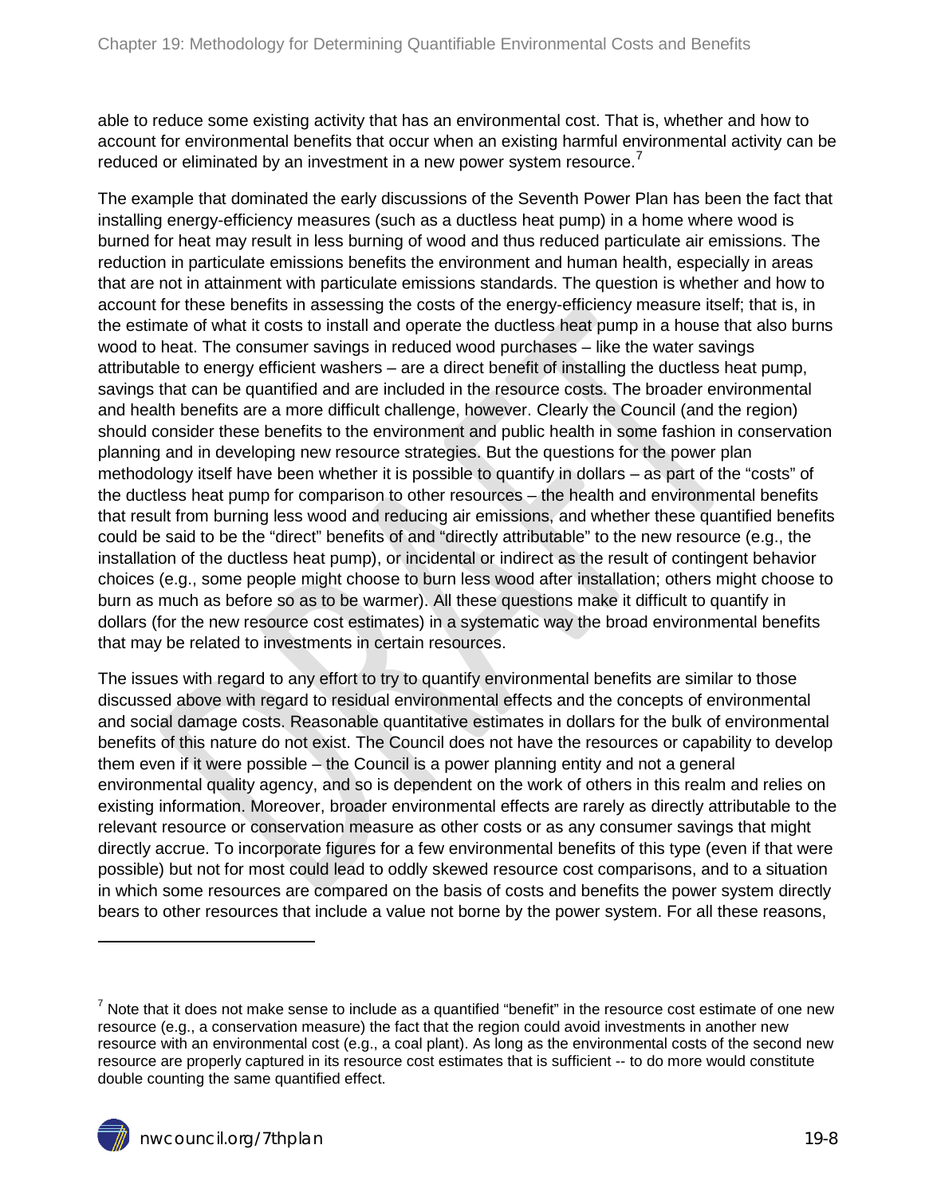able to reduce some existing activity that has an environmental cost. That is, whether and how to account for environmental benefits that occur when an existing harmful environmental activity can be reduced or eliminated by an investment in a new power system resource.[7]

The example that dominated the early discussions of the Seventh Power Plan has been the fact that installing energy-efficiency measures (such as a ductless heat pump) in a home where wood is burned for heat may result in less burning of wood and thus reduced particulate air emissions. The reduction in particulate emissions benefits the environment and human health, especially in areas that are not in attainment with particulate emissions standards. The question is whether and how to account for these benefits in assessing the costs of the energy-efficiency measure itself; that is, in the estimate of what it costs to install and operate the ductless heat pump in a house that also burns wood to heat. The consumer savings in reduced wood purchases – like the water savings attributable to energy efficient washers – are a direct benefit of installing the ductless heat pump, savings that can be quantified and are included in the resource costs. The broader environmental and health benefits are a more difficult challenge, however. Clearly the Council (and the region) should consider these benefits to the environment and public health in some fashion in conservation planning and in developing new resource strategies. But the questions for the power plan methodology itself have been whether it is possible to quantify in dollars – as part of the "costs" of the ductless heat pump for comparison to other resources – the health and environmental benefits that result from burning less wood and reducing air emissions, and whether these quantified benefits could be said to be the "direct" benefits of and "directly attributable" to the new resource (e.g., the installation of the ductless heat pump), or incidental or indirect as the result of contingent behavior choices (e.g., some people might choose to burn less wood after installation; others might choose to burn as much as before so as to be warmer). All these questions make it difficult to quantify in dollars (for the new resource cost estimates) in a systematic way the broad environmental benefits that may be related to investments in certain resources.

The issues with regard to any effort to try to quantify environmental benefits are similar to those discussed above with regard to residual environmental effects and the concepts of environmental and social damage costs. Reasonable quantitative estimates in dollars for the bulk of environmental benefits of this nature do not exist. The Council does not have the resources or capability to develop them even if it were possible – the Council is a power planning entity and not a general environmental quality agency, and so is dependent on the work of others in this realm and relies on existing information. Moreover, broader environmental effects are rarely as directly attributable to the relevant resource or conservation measure as other costs or as any consumer savings that might directly accrue. To incorporate figures for a few environmental benefits of this type (even if that were possible) but not for most could lead to oddly skewed resource cost comparisons, and to a situation in which some resources are compared on the basis of costs and benefits the power system directly bears to other resources that include a value not borne by the power system. For all these reasons,

[7] Note that it does not make sense to include as a quantified "benefit" in the resource cost estimate of one new resource (e.g., a conservation measure) the fact that the region could avoid investments in another new resource with an environmental cost (e.g., a coal plant). As long as the environmental costs of the second new resource are properly captured in its resource cost estimates that is sufficient -- to do more would constitute double counting the same quantified effect.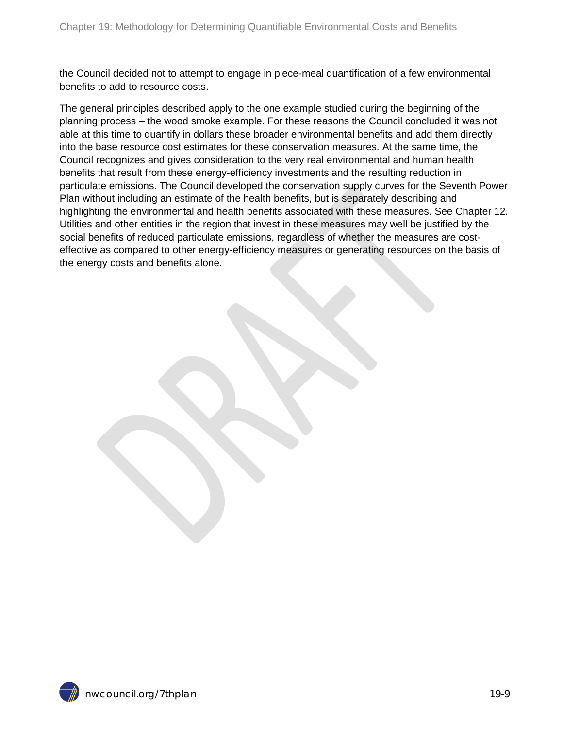the Council decided not to attempt to engage in piece-meal quantification of a few environmental benefits to add to resource costs.

The general principles described apply to the one example studied during the beginning of the planning process – the wood smoke example. For these reasons the Council concluded it was not able at this time to quantify in dollars these broader environmental benefits and add them directly into the base resource cost estimates for these conservation measures. At the same time, the Council recognizes and gives consideration to the very real environmental and human health benefits that result from these energy-efficiency investments and the resulting reduction in particulate emissions. The Council developed the conservation supply curves for the Seventh Power Plan without including an estimate of the health benefits, but is separately describing and highlighting the environmental and health benefits associated with these measures. See Chapter 12. Utilities and other entities in the region that invest in these measures may well be justified by the social benefits of reduced particulate emissions, regardless of whether the measures are cost-effective as compared to other energy-efficiency measures or generating resources on the basis of the energy costs and benefits alone.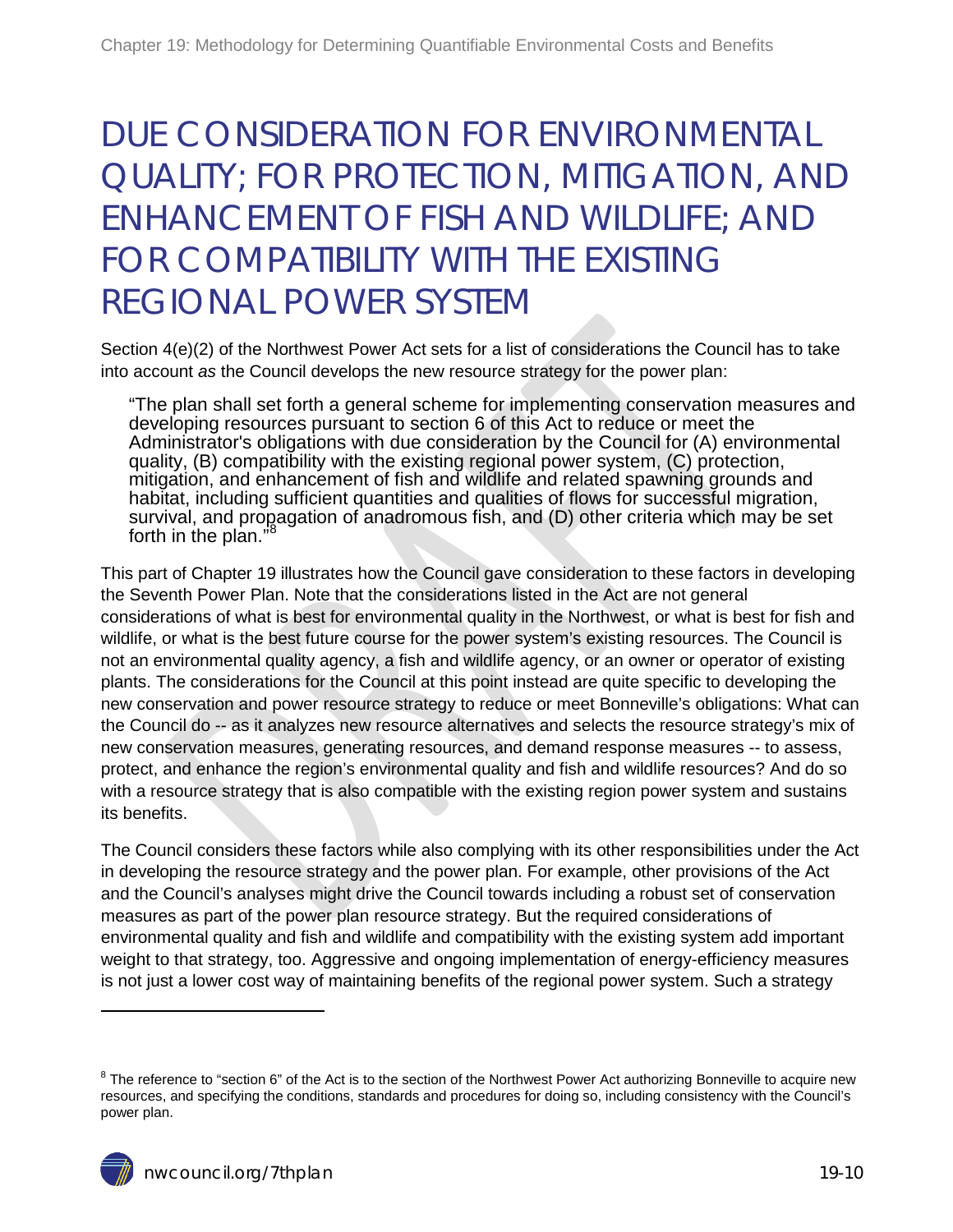# DUE CONSIDERATION FOR ENVIRONMENTAL QUALITY; FOR PROTECTION, MITIGATION, AND ENHANCEMENT OF FISH AND WILDLIFE; AND FOR COMPATIBILITY WITH THE EXISTING REGIONAL POWER SYSTEM

Section 4(e)(2) of the Northwest Power Act sets for a list of considerations the Council has to take into account *as* the Council develops the new resource strategy for the power plan:

> "The plan shall set forth a general scheme for implementing conservation measures and developing resources pursuant to section 6 of this Act to reduce or meet the Administrator's obligations with due consideration by the Council for (A) environmental quality, (B) compatibility with the existing regional power system, (C) protection, mitigation, and enhancement of fish and wildlife and related spawning grounds and habitat, including sufficient quantities and qualities of flows for successful migration, survival, and propagation of anadromous fish, and (D) other criteria which may be set forth in the plan."[8]

This part of Chapter 19 illustrates how the Council gave consideration to these factors in developing the Seventh Power Plan. Note that the considerations listed in the Act are not general considerations of what is best for environmental quality in the Northwest, or what is best for fish and wildlife, or what is the best future course for the power system's existing resources. The Council is not an environmental quality agency, a fish and wildlife agency, or an owner or operator of existing plants. The considerations for the Council at this point instead are quite specific to developing the new conservation and power resource strategy to reduce or meet Bonneville's obligations: What can the Council do -- as it analyzes new resource alternatives and selects the resource strategy's mix of new conservation measures, generating resources, and demand response measures -- to assess, protect, and enhance the region's environmental quality and fish and wildlife resources? And do so with a resource strategy that is also compatible with the existing region power system and sustains its benefits.

The Council considers these factors while also complying with its other responsibilities under the Act in developing the resource strategy and the power plan. For example, other provisions of the Act and the Council's analyses might drive the Council towards including a robust set of conservation measures as part of the power plan resource strategy. But the required considerations of environmental quality and fish and wildlife and compatibility with the existing system add important weight to that strategy, too. Aggressive and ongoing implementation of energy-efficiency measures is not just a lower cost way of maintaining benefits of the regional power system. Such a strategy

[8] The reference to "section 6" of the Act is to the section of the Northwest Power Act authorizing Bonneville to acquire new resources, and specifying the conditions, standards and procedures for doing so, including consistency with the Council's power plan.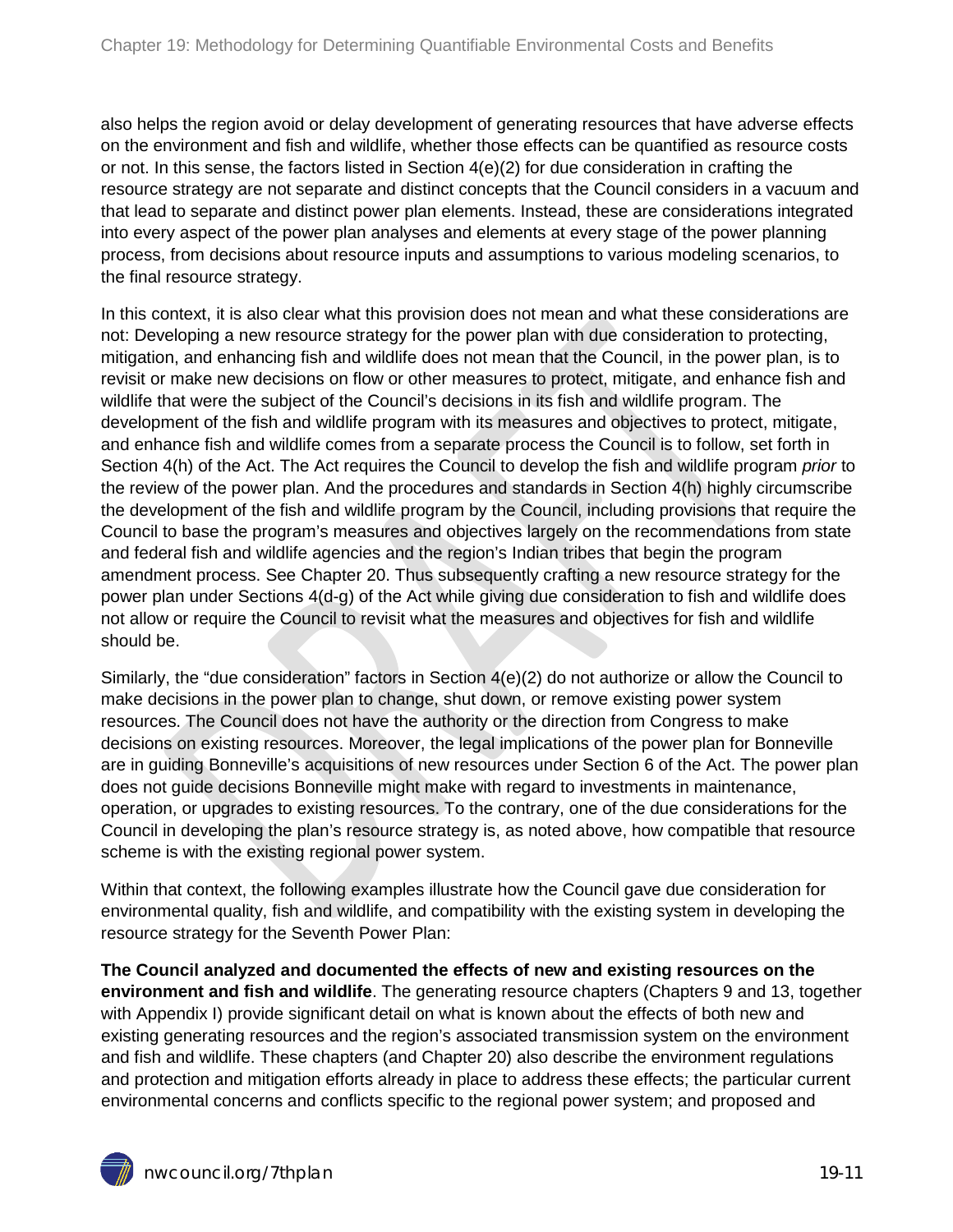also helps the region avoid or delay development of generating resources that have adverse effects on the environment and fish and wildlife, whether those effects can be quantified as resource costs or not. In this sense, the factors listed in Section 4(e)(2) for due consideration in crafting the resource strategy are not separate and distinct concepts that the Council considers in a vacuum and that lead to separate and distinct power plan elements. Instead, these are considerations integrated into every aspect of the power plan analyses and elements at every stage of the power planning process, from decisions about resource inputs and assumptions to various modeling scenarios, to the final resource strategy.

In this context, it is also clear what this provision does not mean and what these considerations are not: Developing a new resource strategy for the power plan with due consideration to protecting, mitigation, and enhancing fish and wildlife does not mean that the Council, in the power plan, is to revisit or make new decisions on flow or other measures to protect, mitigate, and enhance fish and wildlife that were the subject of the Council's decisions in its fish and wildlife program. The development of the fish and wildlife program with its measures and objectives to protect, mitigate, and enhance fish and wildlife comes from a separate process the Council is to follow, set forth in Section 4(h) of the Act. The Act requires the Council to develop the fish and wildlife program *prior* to the review of the power plan. And the procedures and standards in Section 4(h) highly circumscribe the development of the fish and wildlife program by the Council, including provisions that require the Council to base the program's measures and objectives largely on the recommendations from state and federal fish and wildlife agencies and the region's Indian tribes that begin the program amendment process. See Chapter 20. Thus subsequently crafting a new resource strategy for the power plan under Sections 4(d-g) of the Act while giving due consideration to fish and wildlife does not allow or require the Council to revisit what the measures and objectives for fish and wildlife should be.

Similarly, the "due consideration" factors in Section 4(e)(2) do not authorize or allow the Council to make decisions in the power plan to change, shut down, or remove existing power system resources. The Council does not have the authority or the direction from Congress to make decisions on existing resources. Moreover, the legal implications of the power plan for Bonneville are in guiding Bonneville's acquisitions of new resources under Section 6 of the Act. The power plan does not guide decisions Bonneville might make with regard to investments in maintenance, operation, or upgrades to existing resources. To the contrary, one of the due considerations for the Council in developing the plan's resource strategy is, as noted above, how compatible that resource scheme is with the existing regional power system.

Within that context, the following examples illustrate how the Council gave due consideration for environmental quality, fish and wildlife, and compatibility with the existing system in developing the resource strategy for the Seventh Power Plan:

**The Council analyzed and documented the effects of new and existing resources on the environment and fish and wildlife**. The generating resource chapters (Chapters 9 and 13, together with Appendix I) provide significant detail on what is known about the effects of both new and existing generating resources and the region's associated transmission system on the environment and fish and wildlife. These chapters (and Chapter 20) also describe the environment regulations and protection and mitigation efforts already in place to address these effects; the particular current environmental concerns and conflicts specific to the regional power system; and proposed and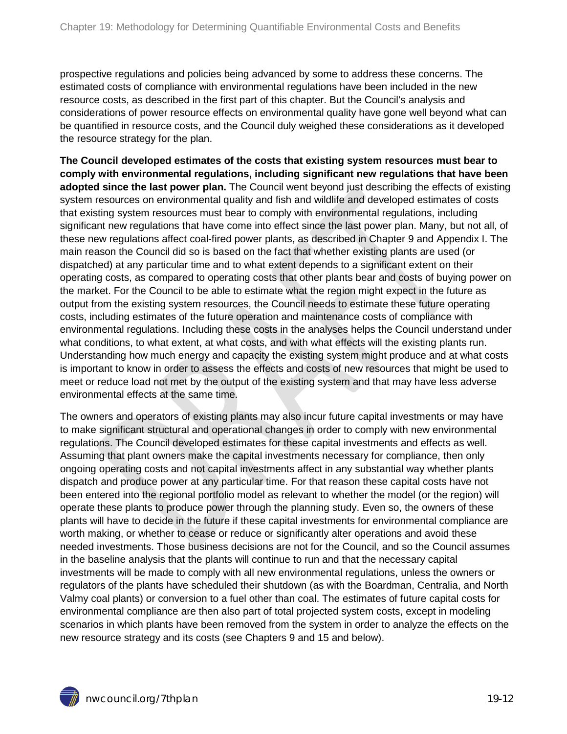prospective regulations and policies being advanced by some to address these concerns. The estimated costs of compliance with environmental regulations have been included in the new resource costs, as described in the first part of this chapter. But the Council's analysis and considerations of power resource effects on environmental quality have gone well beyond what can be quantified in resource costs, and the Council duly weighed these considerations as it developed the resource strategy for the plan.

**The Council developed estimates of the costs that existing system resources must bear to comply with environmental regulations, including significant new regulations that have been adopted since the last power plan.** The Council went beyond just describing the effects of existing system resources on environmental quality and fish and wildlife and developed estimates of costs that existing system resources must bear to comply with environmental regulations, including significant new regulations that have come into effect since the last power plan. Many, but not all, of these new regulations affect coal-fired power plants, as described in Chapter 9 and Appendix I. The main reason the Council did so is based on the fact that whether existing plants are used (or dispatched) at any particular time and to what extent depends to a significant extent on their operating costs, as compared to operating costs that other plants bear and costs of buying power on the market. For the Council to be able to estimate what the region might expect in the future as output from the existing system resources, the Council needs to estimate these future operating costs, including estimates of the future operation and maintenance costs of compliance with environmental regulations. Including these costs in the analyses helps the Council understand under what conditions, to what extent, at what costs, and with what effects will the existing plants run. Understanding how much energy and capacity the existing system might produce and at what costs is important to know in order to assess the effects and costs of new resources that might be used to meet or reduce load not met by the output of the existing system and that may have less adverse environmental effects at the same time.

The owners and operators of existing plants may also incur future capital investments or may have to make significant structural and operational changes in order to comply with new environmental regulations. The Council developed estimates for these capital investments and effects as well. Assuming that plant owners make the capital investments necessary for compliance, then only ongoing operating costs and not capital investments affect in any substantial way whether plants dispatch and produce power at any particular time. For that reason these capital costs have not been entered into the regional portfolio model as relevant to whether the model (or the region) will operate these plants to produce power through the planning study. Even so, the owners of these plants will have to decide in the future if these capital investments for environmental compliance are worth making, or whether to cease or reduce or significantly alter operations and avoid these needed investments. Those business decisions are not for the Council, and so the Council assumes in the baseline analysis that the plants will continue to run and that the necessary capital investments will be made to comply with all new environmental regulations, unless the owners or regulators of the plants have scheduled their shutdown (as with the Boardman, Centralia, and North Valmy coal plants) or conversion to a fuel other than coal. The estimates of future capital costs for environmental compliance are then also part of total projected system costs, except in modeling scenarios in which plants have been removed from the system in order to analyze the effects on the new resource strategy and its costs (see Chapters 9 and 15 and below).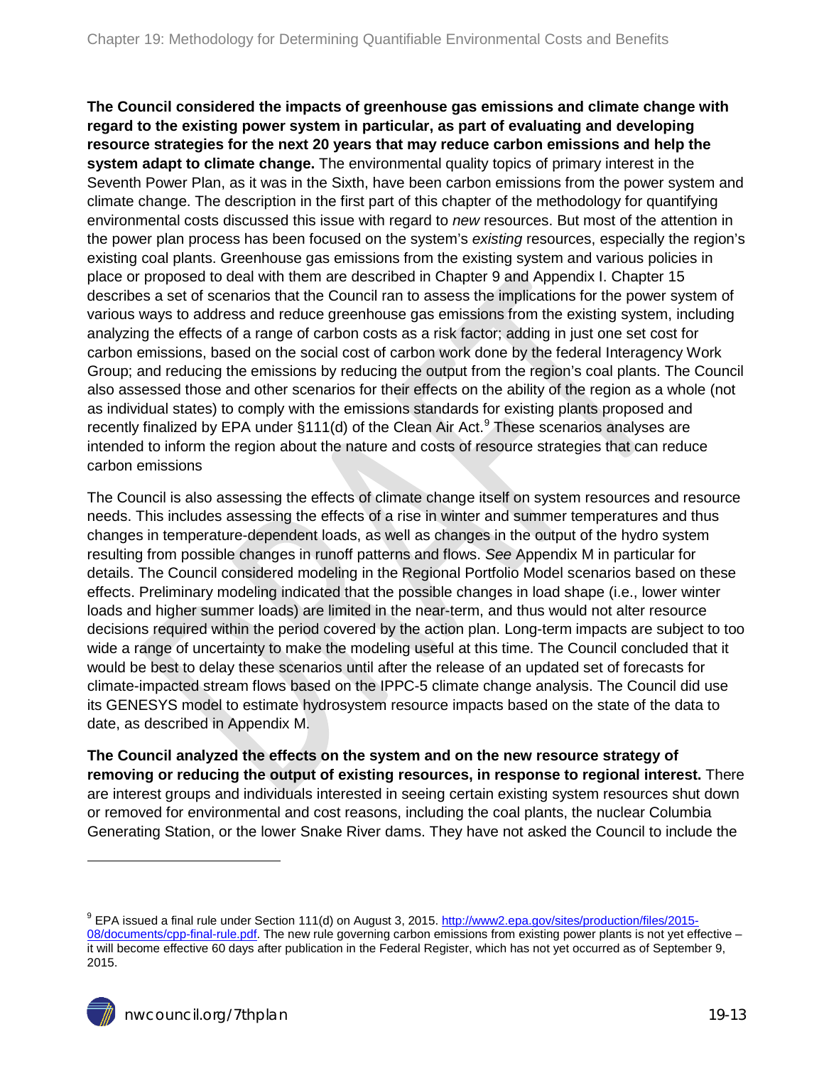**The Council considered the impacts of greenhouse gas emissions and climate change with regard to the existing power system in particular, as part of evaluating and developing resource strategies for the next 20 years that may reduce carbon emissions and help the system adapt to climate change.** The environmental quality topics of primary interest in the Seventh Power Plan, as it was in the Sixth, have been carbon emissions from the power system and climate change. The description in the first part of this chapter of the methodology for quantifying environmental costs discussed this issue with regard to *new* resources. But most of the attention in the power plan process has been focused on the system's *existing* resources, especially the region's existing coal plants. Greenhouse gas emissions from the existing system and various policies in place or proposed to deal with them are described in Chapter 9 and Appendix I. Chapter 15 describes a set of scenarios that the Council ran to assess the implications for the power system of various ways to address and reduce greenhouse gas emissions from the existing system, including analyzing the effects of a range of carbon costs as a risk factor; adding in just one set cost for carbon emissions, based on the social cost of carbon work done by the federal Interagency Work Group; and reducing the emissions by reducing the output from the region's coal plants. The Council also assessed those and other scenarios for their effects on the ability of the region as a whole (not as individual states) to comply with the emissions standards for existing plants proposed and recently finalized by EPA under §111(d) of the Clean Air Act.[9] These scenarios analyses are intended to inform the region about the nature and costs of resource strategies that can reduce carbon emissions

The Council is also assessing the effects of climate change itself on system resources and resource needs. This includes assessing the effects of a rise in winter and summer temperatures and thus changes in temperature-dependent loads, as well as changes in the output of the hydro system resulting from possible changes in runoff patterns and flows. *See* Appendix M in particular for details. The Council considered modeling in the Regional Portfolio Model scenarios based on these effects. Preliminary modeling indicated that the possible changes in load shape (i.e., lower winter loads and higher summer loads) are limited in the near-term, and thus would not alter resource decisions required within the period covered by the action plan. Long-term impacts are subject to too wide a range of uncertainty to make the modeling useful at this time. The Council concluded that it would be best to delay these scenarios until after the release of an updated set of forecasts for climate-impacted stream flows based on the IPPC-5 climate change analysis. The Council did use its GENESYS model to estimate hydrosystem resource impacts based on the state of the data to date, as described in Appendix M.

**The Council analyzed the effects on the system and on the new resource strategy of removing or reducing the output of existing resources, in response to regional interest.** There are interest groups and individuals interested in seeing certain existing system resources shut down or removed for environmental and cost reasons, including the coal plants, the nuclear Columbia Generating Station, or the lower Snake River dams. They have not asked the Council to include the

---

[9] EPA issued a final rule under Section 111(d) on August 3, 2015. http://www2.epa.gov/sites/production/files/2015-08/documents/cpp-final-rule.pdf. The new rule governing carbon emissions from existing power plants is not yet effective – it will become effective 60 days after publication in the Federal Register, which has not yet occurred as of September 9, 2015.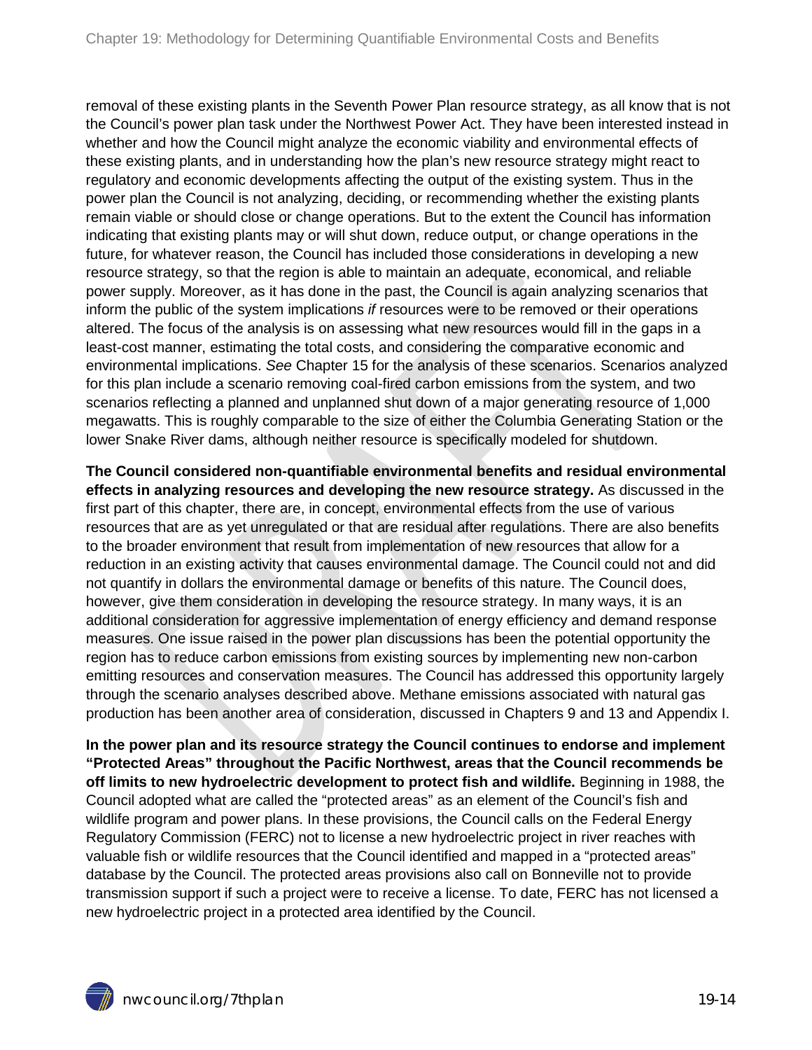removal of these existing plants in the Seventh Power Plan resource strategy, as all know that is not the Council's power plan task under the Northwest Power Act. They have been interested instead in whether and how the Council might analyze the economic viability and environmental effects of these existing plants, and in understanding how the plan's new resource strategy might react to regulatory and economic developments affecting the output of the existing system. Thus in the power plan the Council is not analyzing, deciding, or recommending whether the existing plants remain viable or should close or change operations. But to the extent the Council has information indicating that existing plants may or will shut down, reduce output, or change operations in the future, for whatever reason, the Council has included those considerations in developing a new resource strategy, so that the region is able to maintain an adequate, economical, and reliable power supply. Moreover, as it has done in the past, the Council is again analyzing scenarios that inform the public of the system implications *if* resources were to be removed or their operations altered. The focus of the analysis is on assessing what new resources would fill in the gaps in a least-cost manner, estimating the total costs, and considering the comparative economic and environmental implications. *See* Chapter 15 for the analysis of these scenarios. Scenarios analyzed for this plan include a scenario removing coal-fired carbon emissions from the system, and two scenarios reflecting a planned and unplanned shut down of a major generating resource of 1,000 megawatts. This is roughly comparable to the size of either the Columbia Generating Station or the lower Snake River dams, although neither resource is specifically modeled for shutdown.

**The Council considered non-quantifiable environmental benefits and residual environmental effects in analyzing resources and developing the new resource strategy.** As discussed in the first part of this chapter, there are, in concept, environmental effects from the use of various resources that are as yet unregulated or that are residual after regulations. There are also benefits to the broader environment that result from implementation of new resources that allow for a reduction in an existing activity that causes environmental damage. The Council could not and did not quantify in dollars the environmental damage or benefits of this nature. The Council does, however, give them consideration in developing the resource strategy. In many ways, it is an additional consideration for aggressive implementation of energy efficiency and demand response measures. One issue raised in the power plan discussions has been the potential opportunity the region has to reduce carbon emissions from existing sources by implementing new non-carbon emitting resources and conservation measures. The Council has addressed this opportunity largely through the scenario analyses described above. Methane emissions associated with natural gas production has been another area of consideration, discussed in Chapters 9 and 13 and Appendix I.

**In the power plan and its resource strategy the Council continues to endorse and implement "Protected Areas" throughout the Pacific Northwest, areas that the Council recommends be off limits to new hydroelectric development to protect fish and wildlife.** Beginning in 1988, the Council adopted what are called the "protected areas" as an element of the Council's fish and wildlife program and power plans. In these provisions, the Council calls on the Federal Energy Regulatory Commission (FERC) not to license a new hydroelectric project in river reaches with valuable fish or wildlife resources that the Council identified and mapped in a "protected areas" database by the Council. The protected areas provisions also call on Bonneville not to provide transmission support if such a project were to receive a license. To date, FERC has not licensed a new hydroelectric project in a protected area identified by the Council.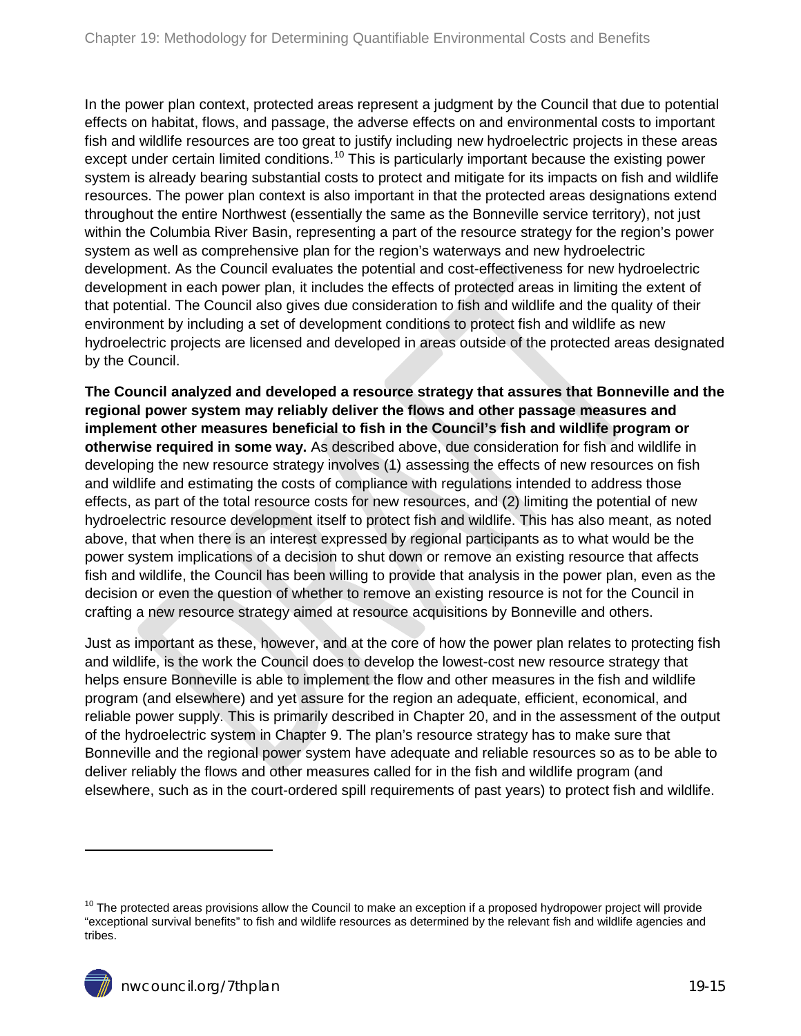In the power plan context, protected areas represent a judgment by the Council that due to potential effects on habitat, flows, and passage, the adverse effects on and environmental costs to important fish and wildlife resources are too great to justify including new hydroelectric projects in these areas except under certain limited conditions.[10] This is particularly important because the existing power system is already bearing substantial costs to protect and mitigate for its impacts on fish and wildlife resources. The power plan context is also important in that the protected areas designations extend throughout the entire Northwest (essentially the same as the Bonneville service territory), not just within the Columbia River Basin, representing a part of the resource strategy for the region's power system as well as comprehensive plan for the region's waterways and new hydroelectric development. As the Council evaluates the potential and cost-effectiveness for new hydroelectric development in each power plan, it includes the effects of protected areas in limiting the extent of that potential. The Council also gives due consideration to fish and wildlife and the quality of their environment by including a set of development conditions to protect fish and wildlife as new hydroelectric projects are licensed and developed in areas outside of the protected areas designated by the Council.

**The Council analyzed and developed a resource strategy that assures that Bonneville and the regional power system may reliably deliver the flows and other passage measures and implement other measures beneficial to fish in the Council's fish and wildlife program or otherwise required in some way.** As described above, due consideration for fish and wildlife in developing the new resource strategy involves (1) assessing the effects of new resources on fish and wildlife and estimating the costs of compliance with regulations intended to address those effects, as part of the total resource costs for new resources, and (2) limiting the potential of new hydroelectric resource development itself to protect fish and wildlife. This has also meant, as noted above, that when there is an interest expressed by regional participants as to what would be the power system implications of a decision to shut down or remove an existing resource that affects fish and wildlife, the Council has been willing to provide that analysis in the power plan, even as the decision or even the question of whether to remove an existing resource is not for the Council in crafting a new resource strategy aimed at resource acquisitions by Bonneville and others.

Just as important as these, however, and at the core of how the power plan relates to protecting fish and wildlife, is the work the Council does to develop the lowest-cost new resource strategy that helps ensure Bonneville is able to implement the flow and other measures in the fish and wildlife program (and elsewhere) and yet assure for the region an adequate, efficient, economical, and reliable power supply. This is primarily described in Chapter 20, and in the assessment of the output of the hydroelectric system in Chapter 9. The plan's resource strategy has to make sure that Bonneville and the regional power system have adequate and reliable resources so as to be able to deliver reliably the flows and other measures called for in the fish and wildlife program (and elsewhere, such as in the court-ordered spill requirements of past years) to protect fish and wildlife.

---

[10] The protected areas provisions allow the Council to make an exception if a proposed hydropower project will provide "exceptional survival benefits" to fish and wildlife resources as determined by the relevant fish and wildlife agencies and tribes.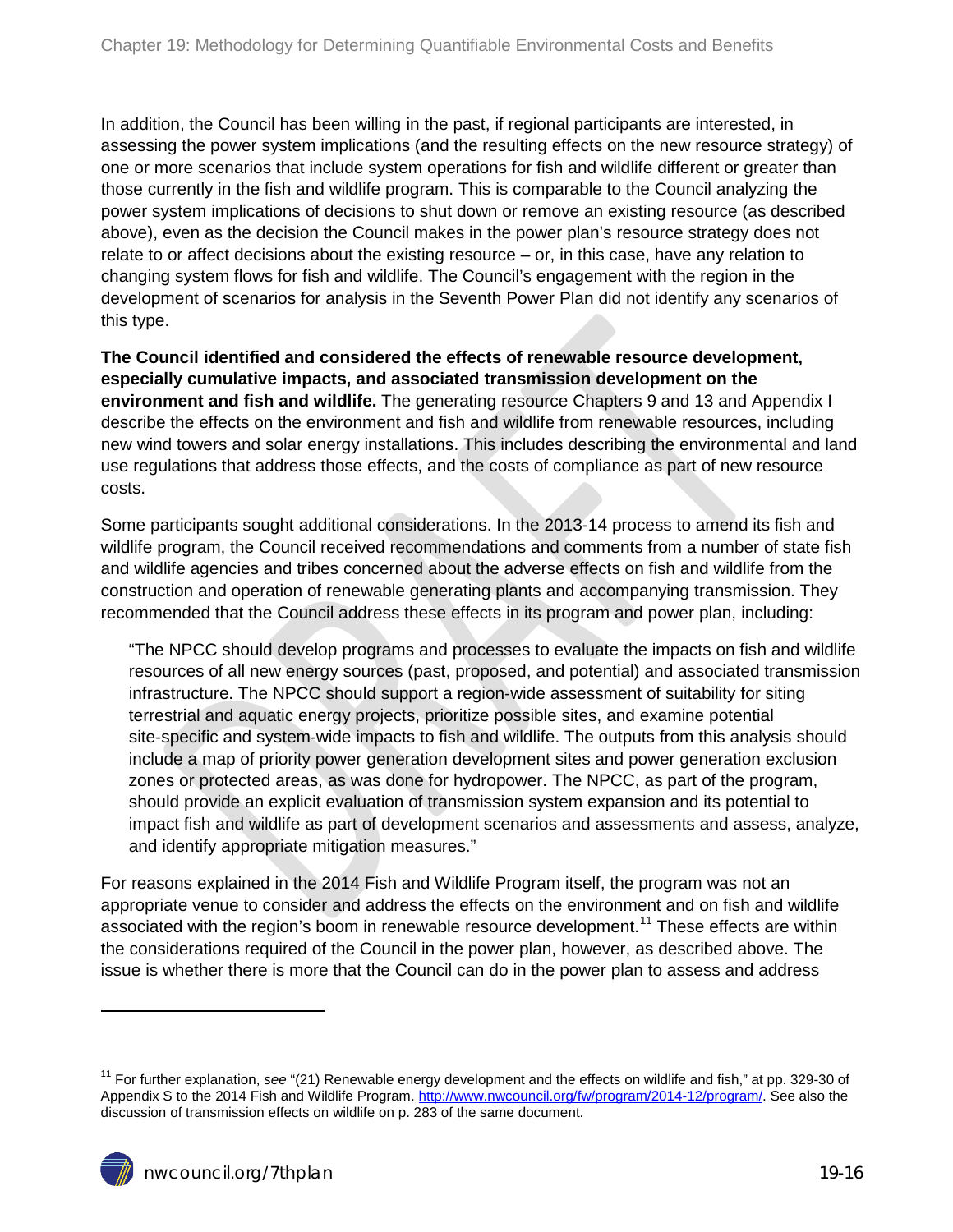In addition, the Council has been willing in the past, if regional participants are interested, in assessing the power system implications (and the resulting effects on the new resource strategy) of one or more scenarios that include system operations for fish and wildlife different or greater than those currently in the fish and wildlife program. This is comparable to the Council analyzing the power system implications of decisions to shut down or remove an existing resource (as described above), even as the decision the Council makes in the power plan's resource strategy does not relate to or affect decisions about the existing resource – or, in this case, have any relation to changing system flows for fish and wildlife. The Council's engagement with the region in the development of scenarios for analysis in the Seventh Power Plan did not identify any scenarios of this type.

**The Council identified and considered the effects of renewable resource development, especially cumulative impacts, and associated transmission development on the environment and fish and wildlife.** The generating resource Chapters 9 and 13 and Appendix I describe the effects on the environment and fish and wildlife from renewable resources, including new wind towers and solar energy installations. This includes describing the environmental and land use regulations that address those effects, and the costs of compliance as part of new resource costs.

Some participants sought additional considerations. In the 2013-14 process to amend its fish and wildlife program, the Council received recommendations and comments from a number of state fish and wildlife agencies and tribes concerned about the adverse effects on fish and wildlife from the construction and operation of renewable generating plants and accompanying transmission. They recommended that the Council address these effects in its program and power plan, including:

> "The NPCC should develop programs and processes to evaluate the impacts on fish and wildlife resources of all new energy sources (past, proposed, and potential) and associated transmission infrastructure. The NPCC should support a region-wide assessment of suitability for siting terrestrial and aquatic energy projects, prioritize possible sites, and examine potential site-specific and system-wide impacts to fish and wildlife. The outputs from this analysis should include a map of priority power generation development sites and power generation exclusion zones or protected areas, as was done for hydropower. The NPCC, as part of the program, should provide an explicit evaluation of transmission system expansion and its potential to impact fish and wildlife as part of development scenarios and assessments and assess, analyze, and identify appropriate mitigation measures."

For reasons explained in the 2014 Fish and Wildlife Program itself, the program was not an appropriate venue to consider and address the effects on the environment and on fish and wildlife associated with the region's boom in renewable resource development.[11] These effects are within the considerations required of the Council in the power plan, however, as described above. The issue is whether there is more that the Council can do in the power plan to assess and address

---

[11] For further explanation, *see* "(21) Renewable energy development and the effects on wildlife and fish," at pp. 329-30 of Appendix S to the 2014 Fish and Wildlife Program. http://www.nwcouncil.org/fw/program/2014-12/program/. See also the discussion of transmission effects on wildlife on p. 283 of the same document.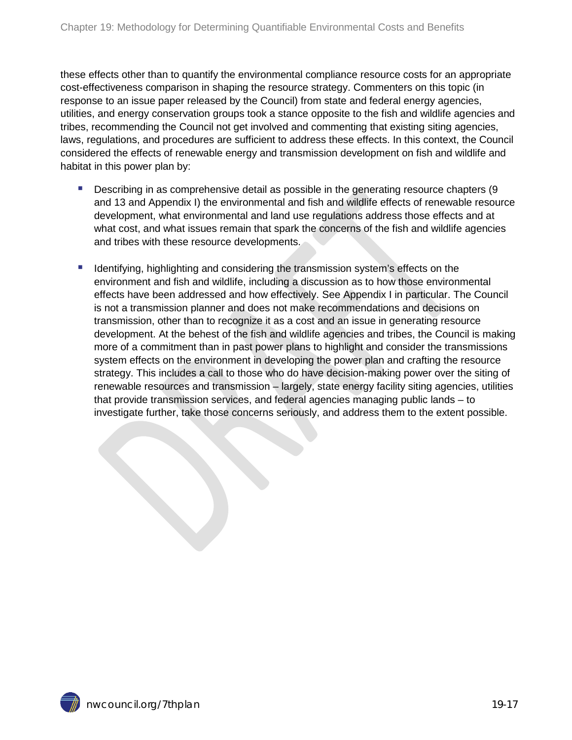these effects other than to quantify the environmental compliance resource costs for an appropriate cost-effectiveness comparison in shaping the resource strategy. Commenters on this topic (in response to an issue paper released by the Council) from state and federal energy agencies, utilities, and energy conservation groups took a stance opposite to the fish and wildlife agencies and tribes, recommending the Council not get involved and commenting that existing siting agencies, laws, regulations, and procedures are sufficient to address these effects. In this context, the Council considered the effects of renewable energy and transmission development on fish and wildlife and habitat in this power plan by:

- Describing in as comprehensive detail as possible in the generating resource chapters (9 and 13 and Appendix I) the environmental and fish and wildlife effects of renewable resource development, what environmental and land use regulations address those effects and at what cost, and what issues remain that spark the concerns of the fish and wildlife agencies and tribes with these resource developments.
- Identifying, highlighting and considering the transmission system's effects on the environment and fish and wildlife, including a discussion as to how those environmental effects have been addressed and how effectively. See Appendix I in particular. The Council is not a transmission planner and does not make recommendations and decisions on transmission, other than to recognize it as a cost and an issue in generating resource development. At the behest of the fish and wildlife agencies and tribes, the Council is making more of a commitment than in past power plans to highlight and consider the transmissions system effects on the environment in developing the power plan and crafting the resource strategy. This includes a call to those who do have decision-making power over the siting of renewable resources and transmission – largely, state energy facility siting agencies, utilities that provide transmission services, and federal agencies managing public lands – to investigate further, take those concerns seriously, and address them to the extent possible.